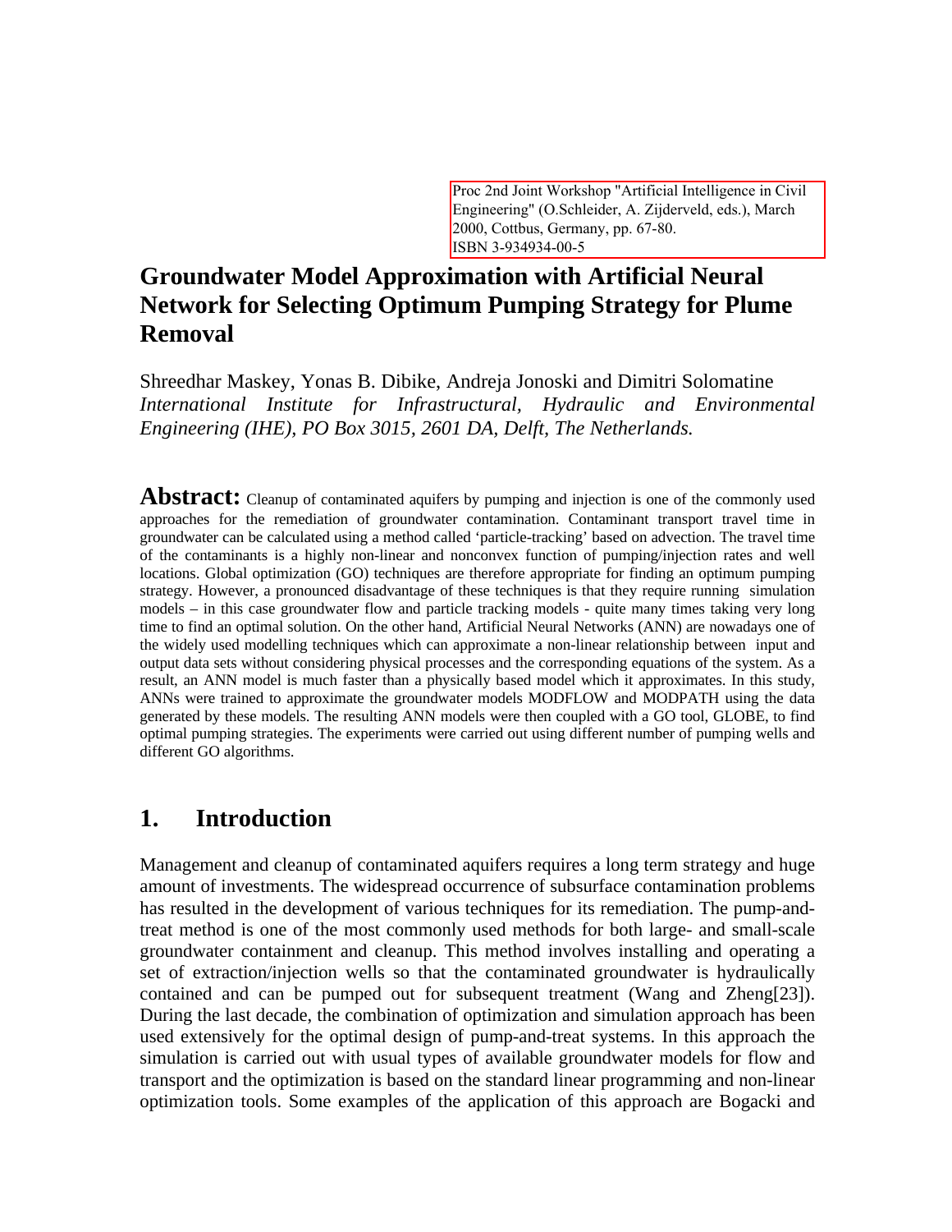Proc 2nd Joint Workshop "Artificial Intelligence in Civil Engineering" (O.Schleider, A. Zijderveld, eds.), March 2000, Cottbus, Germany, pp. 67-80.
ISBN 3-934934-00-5

# Groundwater Model Approximation with Artificial Neural Network for Selecting Optimum Pumping Strategy for Plume Removal

Shreedhar Maskey, Yonas B. Dibike, Andreja Jonoski and Dimitri Solomatine
*International Institute for Infrastructural, Hydraulic and Environmental Engineering (IHE), PO Box 3015, 2601 DA, Delft, The Netherlands.*

**Abstract:** Cleanup of contaminated aquifers by pumping and injection is one of the commonly used approaches for the remediation of groundwater contamination. Contaminant transport travel time in groundwater can be calculated using a method called 'particle-tracking' based on advection. The travel time of the contaminants is a highly non-linear and nonconvex function of pumping/injection rates and well locations. Global optimization (GO) techniques are therefore appropriate for finding an optimum pumping strategy. However, a pronounced disadvantage of these techniques is that they require running simulation models – in this case groundwater flow and particle tracking models - quite many times taking very long time to find an optimal solution. On the other hand, Artificial Neural Networks (ANN) are nowadays one of the widely used modelling techniques which can approximate a non-linear relationship between input and output data sets without considering physical processes and the corresponding equations of the system. As a result, an ANN model is much faster than a physically based model which it approximates. In this study, ANNs were trained to approximate the groundwater models MODFLOW and MODPATH using the data generated by these models. The resulting ANN models were then coupled with a GO tool, GLOBE, to find optimal pumping strategies. The experiments were carried out using different number of pumping wells and different GO algorithms.

## 1. Introduction

Management and cleanup of contaminated aquifers requires a long term strategy and huge amount of investments. The widespread occurrence of subsurface contamination problems has resulted in the development of various techniques for its remediation. The pump-and-treat method is one of the most commonly used methods for both large- and small-scale groundwater containment and cleanup. This method involves installing and operating a set of extraction/injection wells so that the contaminated groundwater is hydraulically contained and can be pumped out for subsequent treatment (Wang and Zheng[23]). During the last decade, the combination of optimization and simulation approach has been used extensively for the optimal design of pump-and-treat systems. In this approach the simulation is carried out with usual types of available groundwater models for flow and transport and the optimization is based on the standard linear programming and non-linear optimization tools. Some examples of the application of this approach are Bogacki and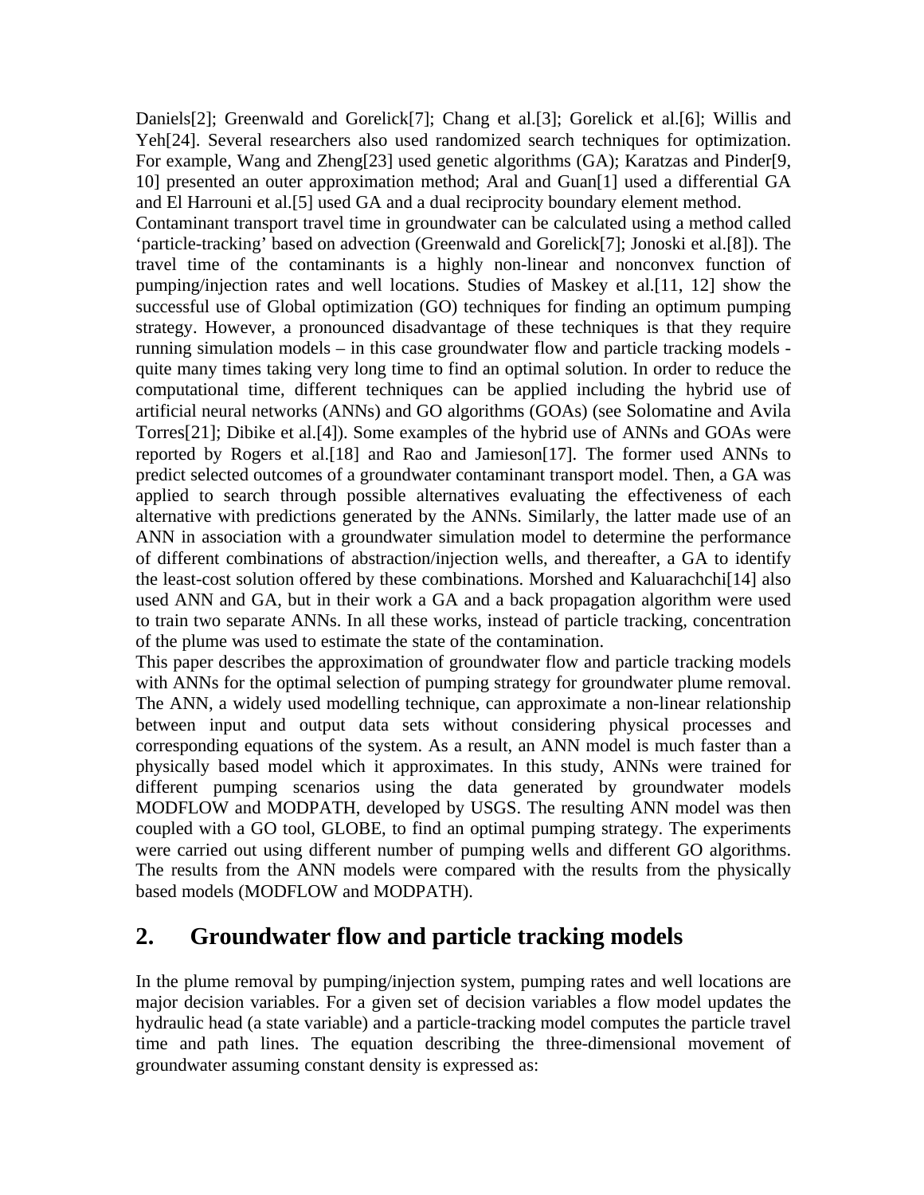Daniels[2]; Greenwald and Gorelick[7]; Chang et al.[3]; Gorelick et al.[6]; Willis and Yeh[24]. Several researchers also used randomized search techniques for optimization. For example, Wang and Zheng[23] used genetic algorithms (GA); Karatzas and Pinder[9, 10] presented an outer approximation method; Aral and Guan[1] used a differential GA and El Harrouni et al.[5] used GA and a dual reciprocity boundary element method.

Contaminant transport travel time in groundwater can be calculated using a method called 'particle-tracking' based on advection (Greenwald and Gorelick[7]; Jonoski et al.[8]). The travel time of the contaminants is a highly non-linear and nonconvex function of pumping/injection rates and well locations. Studies of Maskey et al.[11, 12] show the successful use of Global optimization (GO) techniques for finding an optimum pumping strategy. However, a pronounced disadvantage of these techniques is that they require running simulation models – in this case groundwater flow and particle tracking models - quite many times taking very long time to find an optimal solution. In order to reduce the computational time, different techniques can be applied including the hybrid use of artificial neural networks (ANNs) and GO algorithms (GOAs) (see Solomatine and Avila Torres[21]; Dibike et al.[4]). Some examples of the hybrid use of ANNs and GOAs were reported by Rogers et al.[18] and Rao and Jamieson[17]. The former used ANNs to predict selected outcomes of a groundwater contaminant transport model. Then, a GA was applied to search through possible alternatives evaluating the effectiveness of each alternative with predictions generated by the ANNs. Similarly, the latter made use of an ANN in association with a groundwater simulation model to determine the performance of different combinations of abstraction/injection wells, and thereafter, a GA to identify the least-cost solution offered by these combinations. Morshed and Kaluarachchi[14] also used ANN and GA, but in their work a GA and a back propagation algorithm were used to train two separate ANNs. In all these works, instead of particle tracking, concentration of the plume was used to estimate the state of the contamination.

This paper describes the approximation of groundwater flow and particle tracking models with ANNs for the optimal selection of pumping strategy for groundwater plume removal. The ANN, a widely used modelling technique, can approximate a non-linear relationship between input and output data sets without considering physical processes and corresponding equations of the system. As a result, an ANN model is much faster than a physically based model which it approximates. In this study, ANNs were trained for different pumping scenarios using the data generated by groundwater models MODFLOW and MODPATH, developed by USGS. The resulting ANN model was then coupled with a GO tool, GLOBE, to find an optimal pumping strategy. The experiments were carried out using different number of pumping wells and different GO algorithms. The results from the ANN models were compared with the results from the physically based models (MODFLOW and MODPATH).

## 2. Groundwater flow and particle tracking models

In the plume removal by pumping/injection system, pumping rates and well locations are major decision variables. For a given set of decision variables a flow model updates the hydraulic head (a state variable) and a particle-tracking model computes the particle travel time and path lines. The equation describing the three-dimensional movement of groundwater assuming constant density is expressed as: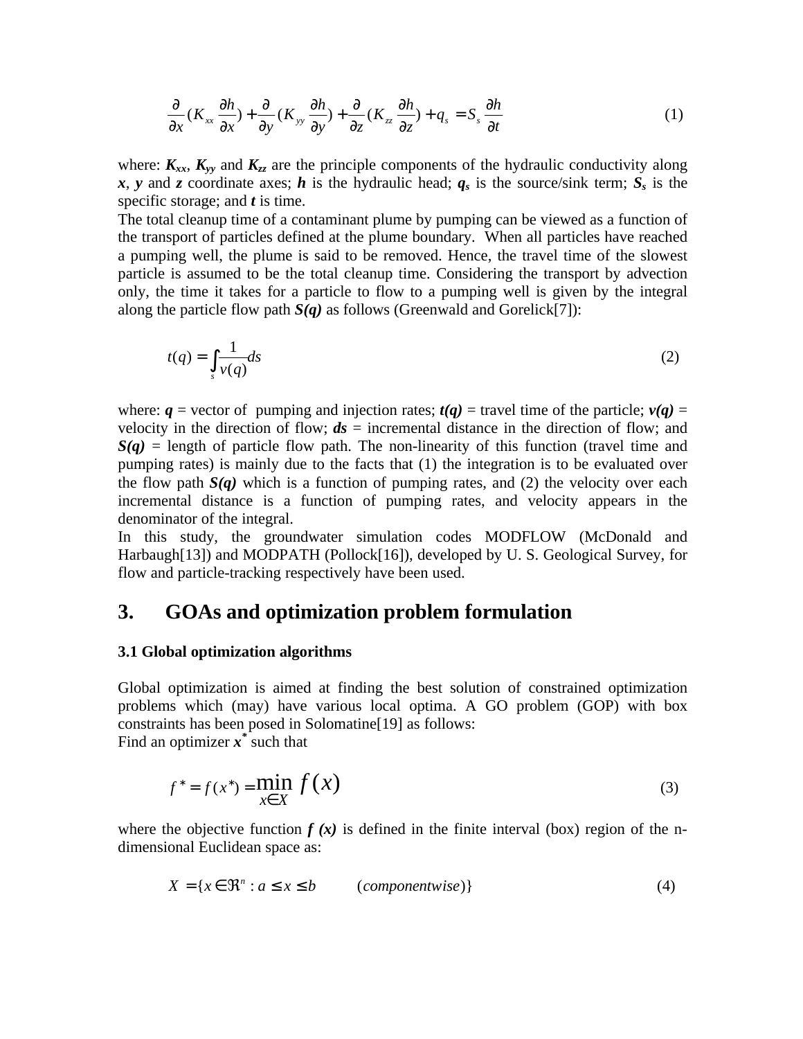$$\frac{\partial}{\partial x}(K_{xx}\frac{\partial h}{\partial x}) + \frac{\partial}{\partial y}(K_{yy}\frac{\partial h}{\partial y}) + \frac{\partial}{\partial z}(K_{zz}\frac{\partial h}{\partial z}) + q_s = S_s\frac{\partial h}{\partial t} \tag{1}$$

where: $\boldsymbol{K_{xx}}$, $\boldsymbol{K_{yy}}$ and $\boldsymbol{K_{zz}}$ are the principle components of the hydraulic conductivity along $\boldsymbol{x}$, $\boldsymbol{y}$ and $\boldsymbol{z}$ coordinate axes; $\boldsymbol{h}$ is the hydraulic head; $\boldsymbol{q_s}$ is the source/sink term; $\boldsymbol{S_s}$ is the specific storage; and $\boldsymbol{t}$ is time.

The total cleanup time of a contaminant plume by pumping can be viewed as a function of the transport of particles defined at the plume boundary. When all particles have reached a pumping well, the plume is said to be removed. Hence, the travel time of the slowest particle is assumed to be the total cleanup time. Considering the transport by advection only, the time it takes for a particle to flow to a pumping well is given by the integral along the particle flow path ***S(q)*** as follows (Greenwald and Gorelick[7]):

$$t(q) = \int_s \frac{1}{v(q)} ds \tag{2}$$

where: $\boldsymbol{q}$ = vector of pumping and injection rates; ***t(q)*** = travel time of the particle; ***v(q)*** = velocity in the direction of flow; ***ds*** = incremental distance in the direction of flow; and ***S(q)*** = length of particle flow path. The non-linearity of this function (travel time and pumping rates) is mainly due to the facts that (1) the integration is to be evaluated over the flow path ***S(q)*** which is a function of pumping rates, and (2) the velocity over each incremental distance is a function of pumping rates, and velocity appears in the denominator of the integral.

In this study, the groundwater simulation codes MODFLOW (McDonald and Harbaugh[13]) and MODPATH (Pollock[16]), developed by U. S. Geological Survey, for flow and particle-tracking respectively have been used.

## 3. GOAs and optimization problem formulation

### 3.1 Global optimization algorithms

Global optimization is aimed at finding the best solution of constrained optimization problems which (may) have various local optima. A GO problem (GOP) with box constraints has been posed in Solomatine[19] as follows:

Find an optimizer $\boldsymbol{x^*}$ such that

$$f^* = f(x^*) = \min_{x \in X} f(x) \tag{3}$$

where the objective function ***f (x)*** is defined in the finite interval (box) region of the n-dimensional Euclidean space as:

$$X = \{x \in \Re^n : a \le x \le b \qquad (componentwise)\} \tag{4}$$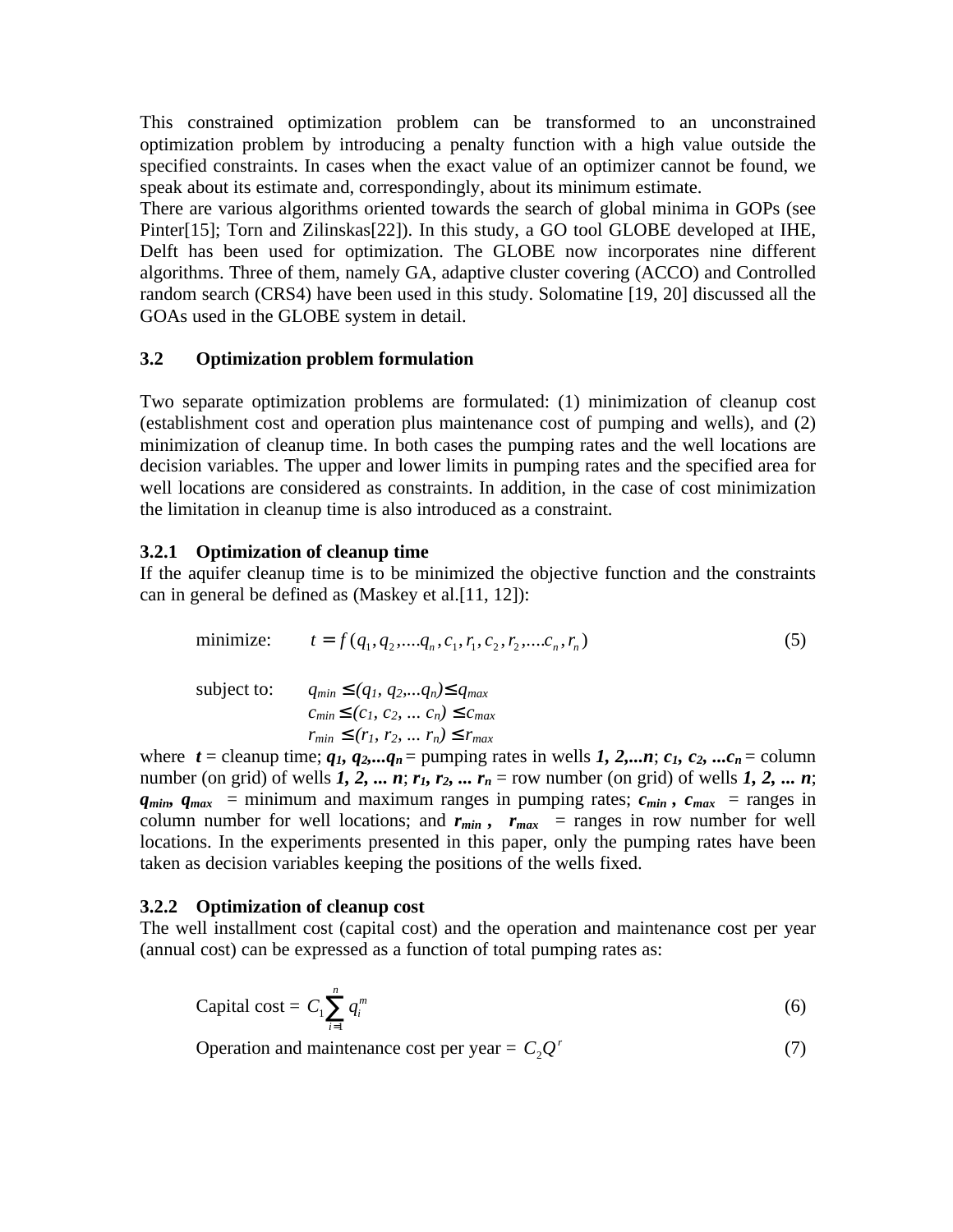This constrained optimization problem can be transformed to an unconstrained optimization problem by introducing a penalty function with a high value outside the specified constraints. In cases when the exact value of an optimizer cannot be found, we speak about its estimate and, correspondingly, about its minimum estimate.

There are various algorithms oriented towards the search of global minima in GOPs (see Pinter[15]; Torn and Zilinskas[22]). In this study, a GO tool GLOBE developed at IHE, Delft has been used for optimization. The GLOBE now incorporates nine different algorithms. Three of them, namely GA, adaptive cluster covering (ACCO) and Controlled random search (CRS4) have been used in this study. Solomatine [19, 20] discussed all the GOAs used in the GLOBE system in detail.

### 3.2 Optimization problem formulation

Two separate optimization problems are formulated: (1) minimization of cleanup cost (establishment cost and operation plus maintenance cost of pumping and wells), and (2) minimization of cleanup time. In both cases the pumping rates and the well locations are decision variables. The upper and lower limits in pumping rates and the specified area for well locations are considered as constraints. In addition, in the case of cost minimization the limitation in cleanup time is also introduced as a constraint.

#### 3.2.1 Optimization of cleanup time

If the aquifer cleanup time is to be minimized the objective function and the constraints can in general be defined as (Maskey et al.[11, 12]):

$$\text{minimize:} \quad t = f(q_1, q_2, ....q_n, c_1, r_1, c_2, r_2, ....c_n, r_n) \tag{5}$$

$$\text{subject to:} \quad q_{min} \leq (q_1, q_2, ...q_n) \leq q_{max}$$

$$c_{min} \leq (c_1, c_2, \ldots c_n) \leq c_{max}$$

$$r_{min} \leq (r_1, r_2, \ldots r_n) \leq r_{max}$$

where $t$ = cleanup time; $q_1, q_2, ...q_n$ = pumping rates in wells ***1, 2,...n***; $c_1, c_2, ...c_n$ = column number (on grid) of wells ***1, 2, ... n***; $r_1, r_2, ... r_n$ = row number (on grid) of wells ***1, 2, ... n***; $q_{min}$, $q_{max}$ = minimum and maximum ranges in pumping rates; $c_{min}$, $c_{max}$ = ranges in column number for well locations; and $r_{min}$, $r_{max}$ = ranges in row number for well locations. In the experiments presented in this paper, only the pumping rates have been taken as decision variables keeping the positions of the wells fixed.

#### 3.2.2 Optimization of cleanup cost

The well installment cost (capital cost) and the operation and maintenance cost per year (annual cost) can be expressed as a function of total pumping rates as:

$$\text{Capital cost} = C_1 \sum_{i=1}^{n} q_i^m \tag{6}$$

$$\text{Operation and maintenance cost per year} = C_2 Q^r \tag{7}$$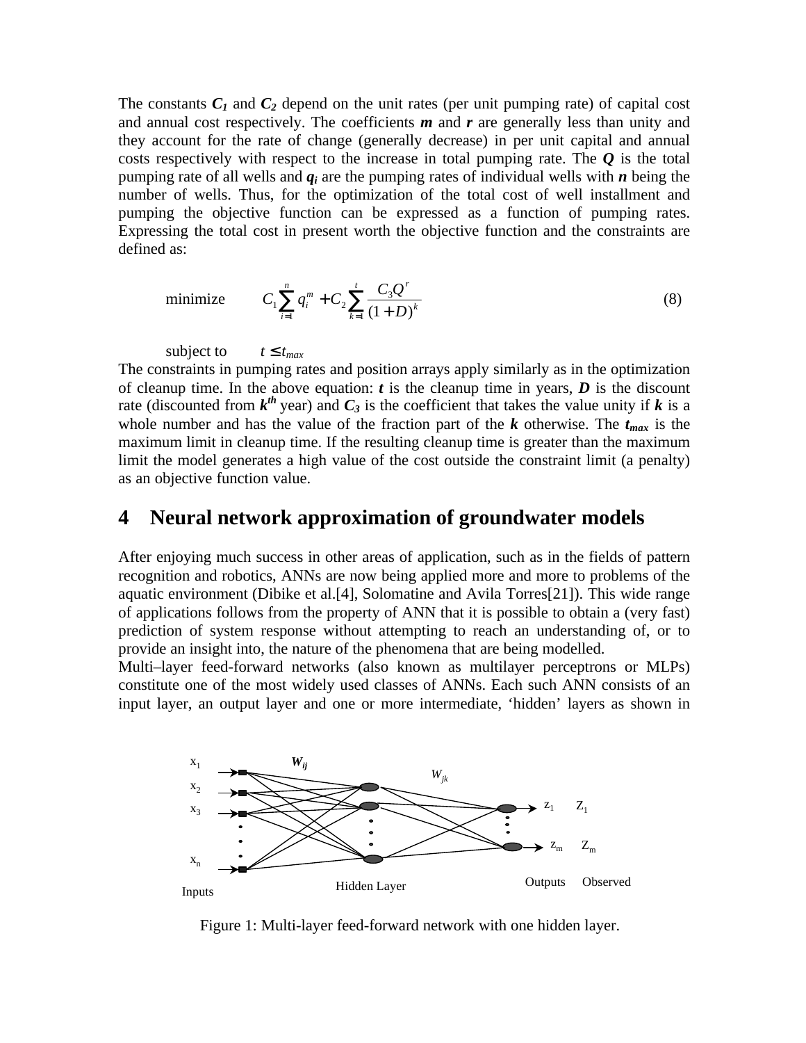The constants $C_1$ and $C_2$ depend on the unit rates (per unit pumping rate) of capital cost and annual cost respectively. The coefficients $m$ and $r$ are generally less than unity and they account for the rate of change (generally decrease) in per unit capital and annual costs respectively with respect to the increase in total pumping rate. The $Q$ is the total pumping rate of all wells and $q_i$ are the pumping rates of individual wells with $n$ being the number of wells. Thus, for the optimization of the total cost of well installment and pumping the objective function can be expressed as a function of pumping rates. Expressing the total cost in present worth the objective function and the constraints are defined as:

$$\text{minimize} \qquad C_1 \sum_{i=1}^{n} q_i^m + C_2 \sum_{k=1}^{t} \frac{C_3 Q^r}{(1+D)^k} \tag{8}$$

$$\text{subject to} \qquad t \leq t_{max}$$

The constraints in pumping rates and position arrays apply similarly as in the optimization of cleanup time. In the above equation: $t$ is the cleanup time in years, $D$ is the discount rate (discounted from $k^{th}$ year) and $C_3$ is the coefficient that takes the value unity if $k$ is a whole number and has the value of the fraction part of the $k$ otherwise. The $t_{max}$ is the maximum limit in cleanup time. If the resulting cleanup time is greater than the maximum limit the model generates a high value of the cost outside the constraint limit (a penalty) as an objective function value.

# 4 Neural network approximation of groundwater models

After enjoying much success in other areas of application, such as in the fields of pattern recognition and robotics, ANNs are now being applied more and more to problems of the aquatic environment (Dibike et al.[4], Solomatine and Avila Torres[21]). This wide range of applications follows from the property of ANN that it is possible to obtain a (very fast) prediction of system response without attempting to reach an understanding of, or to provide an insight into, the nature of the phenomena that are being modelled.

Multi–layer feed-forward networks (also known as multilayer perceptrons or MLPs) constitute one of the most widely used classes of ANNs. Each such ANN consists of an input layer, an output layer and one or more intermediate, 'hidden' layers as shown in

Figure 1: Multi-layer feed-forward network with one hidden layer.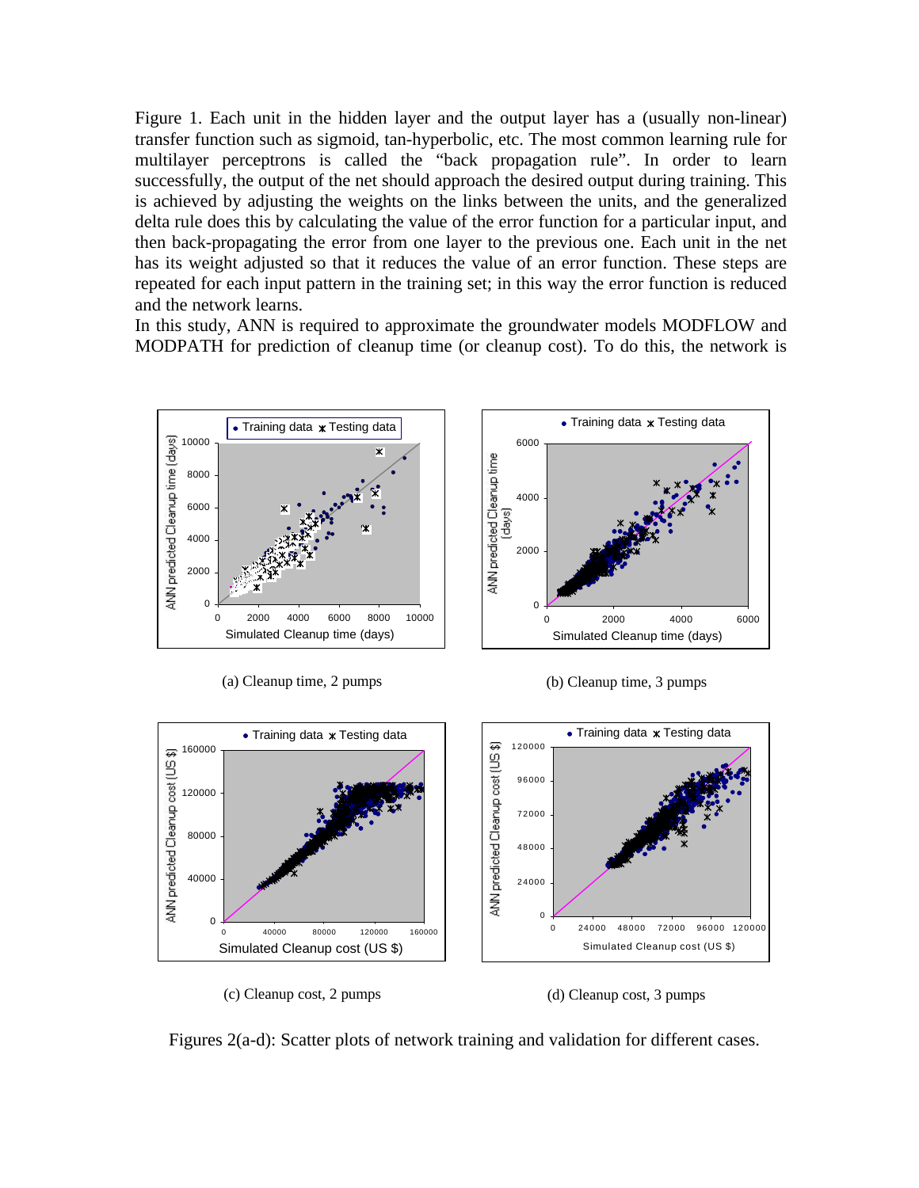Figure 1. Each unit in the hidden layer and the output layer has a (usually non-linear) transfer function such as sigmoid, tan-hyperbolic, etc. The most common learning rule for multilayer perceptrons is called the "back propagation rule". In order to learn successfully, the output of the net should approach the desired output during training. This is achieved by adjusting the weights on the links between the units, and the generalized delta rule does this by calculating the value of the error function for a particular input, and then back-propagating the error from one layer to the previous one. Each unit in the net has its weight adjusted so that it reduces the value of an error function. These steps are repeated for each input pattern in the training set; in this way the error function is reduced and the network learns.

In this study, ANN is required to approximate the groundwater models MODFLOW and MODPATH for prediction of cleanup time (or cleanup cost). To do this, the network is

(a) Cleanup time, 2 pumps

(b) Cleanup time, 3 pumps

(c) Cleanup cost, 2 pumps

(d) Cleanup cost, 3 pumps

Figures 2(a-d): Scatter plots of network training and validation for different cases.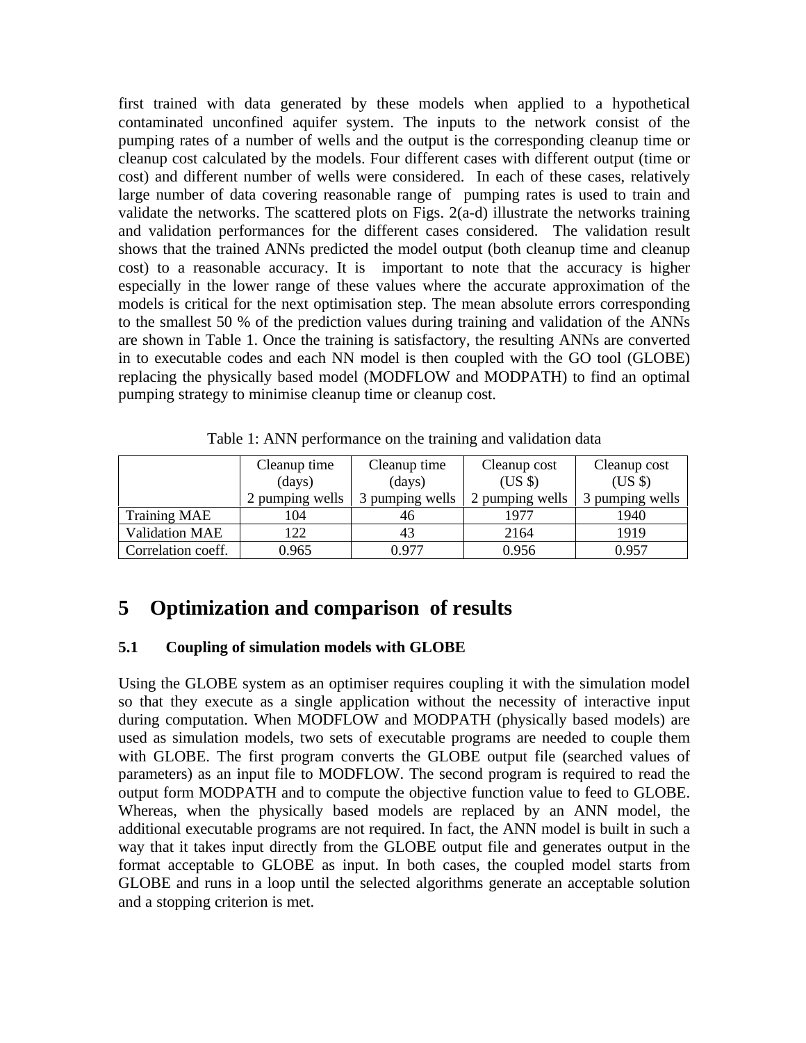first trained with data generated by these models when applied to a hypothetical contaminated unconfined aquifer system. The inputs to the network consist of the pumping rates of a number of wells and the output is the corresponding cleanup time or cleanup cost calculated by the models. Four different cases with different output (time or cost) and different number of wells were considered. In each of these cases, relatively large number of data covering reasonable range of pumping rates is used to train and validate the networks. The scattered plots on Figs. 2(a-d) illustrate the networks training and validation performances for the different cases considered. The validation result shows that the trained ANNs predicted the model output (both cleanup time and cleanup cost) to a reasonable accuracy. It is important to note that the accuracy is higher especially in the lower range of these values where the accurate approximation of the models is critical for the next optimisation step. The mean absolute errors corresponding to the smallest 50 % of the prediction values during training and validation of the ANNs are shown in Table 1. Once the training is satisfactory, the resulting ANNs are converted in to executable codes and each NN model is then coupled with the GO tool (GLOBE) replacing the physically based model (MODFLOW and MODPATH) to find an optimal pumping strategy to minimise cleanup time or cleanup cost.

Table 1: ANN performance on the training and validation data

| | Cleanup time (days) 2 pumping wells | Cleanup time (days) 3 pumping wells | Cleanup cost (US $) 2 pumping wells | Cleanup cost (US $) 3 pumping wells |
|---|---|---|---|---|
| Training MAE | 104 | 46 | 1977 | 1940 |
| Validation MAE | 122 | 43 | 2164 | 1919 |
| Correlation coeff. | 0.965 | 0.977 | 0.956 | 0.957 |

# 5 Optimization and comparison of results

## 5.1 Coupling of simulation models with GLOBE

Using the GLOBE system as an optimiser requires coupling it with the simulation model so that they execute as a single application without the necessity of interactive input during computation. When MODFLOW and MODPATH (physically based models) are used as simulation models, two sets of executable programs are needed to couple them with GLOBE. The first program converts the GLOBE output file (searched values of parameters) as an input file to MODFLOW. The second program is required to read the output form MODPATH and to compute the objective function value to feed to GLOBE. Whereas, when the physically based models are replaced by an ANN model, the additional executable programs are not required. In fact, the ANN model is built in such a way that it takes input directly from the GLOBE output file and generates output in the format acceptable to GLOBE as input. In both cases, the coupled model starts from GLOBE and runs in a loop until the selected algorithms generate an acceptable solution and a stopping criterion is met.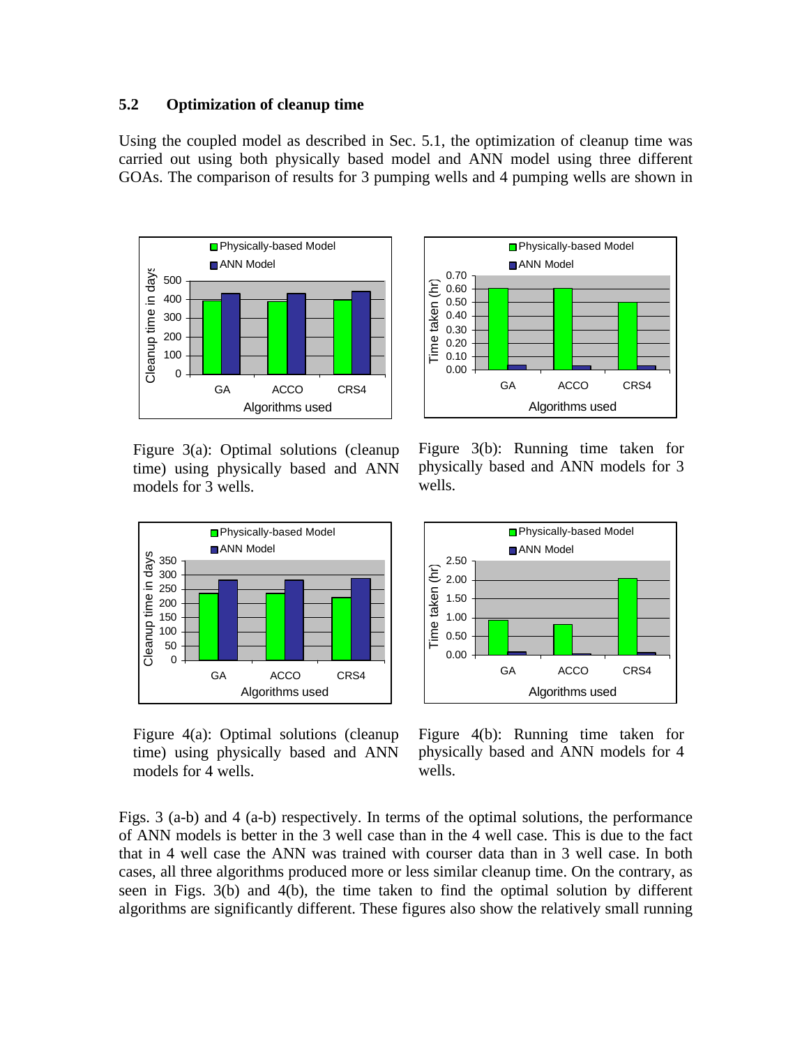### 5.2 Optimization of cleanup time

Using the coupled model as described in Sec. 5.1, the optimization of cleanup time was carried out using both physically based model and ANN model using three different GOAs. The comparison of results for 3 pumping wells and 4 pumping wells are shown in

Figure 3(a): Optimal solutions (cleanup time) using physically based and ANN models for 3 wells.

Figure 3(b): Running time taken for physically based and ANN models for 3 wells.

Figure 4(a): Optimal solutions (cleanup time) using physically based and ANN models for 4 wells.

Figure 4(b): Running time taken for physically based and ANN models for 4 wells.

Figs. 3 (a-b) and 4 (a-b) respectively. In terms of the optimal solutions, the performance of ANN models is better in the 3 well case than in the 4 well case. This is due to the fact that in 4 well case the ANN was trained with courser data than in 3 well case. In both cases, all three algorithms produced more or less similar cleanup time. On the contrary, as seen in Figs. 3(b) and 4(b), the time taken to find the optimal solution by different algorithms are significantly different. These figures also show the relatively small running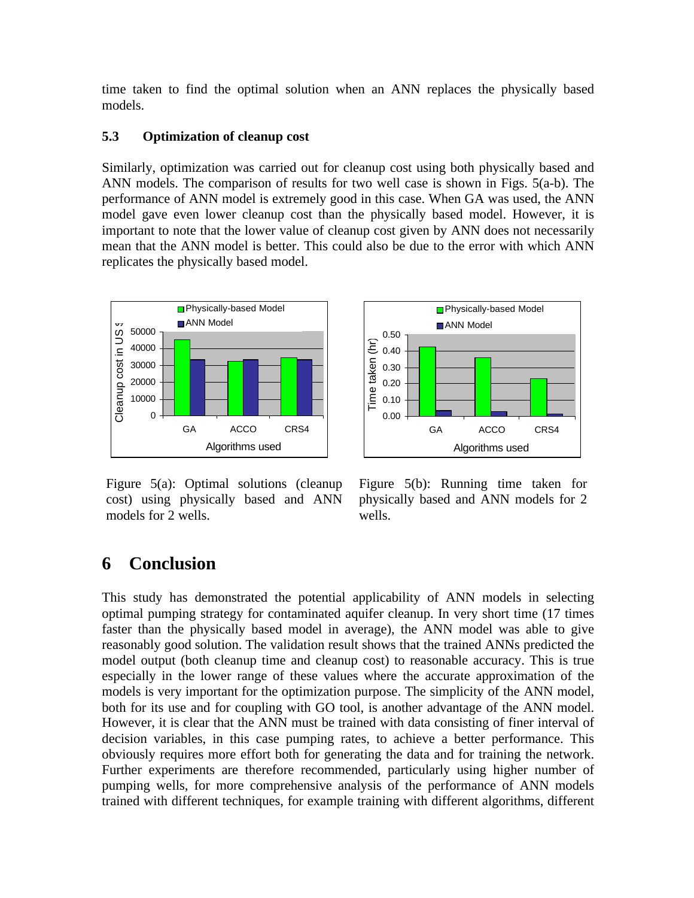time taken to find the optimal solution when an ANN replaces the physically based models.

### 5.3 Optimization of cleanup cost

Similarly, optimization was carried out for cleanup cost using both physically based and ANN models. The comparison of results for two well case is shown in Figs. 5(a-b). The performance of ANN model is extremely good in this case. When GA was used, the ANN model gave even lower cleanup cost than the physically based model. However, it is important to note that the lower value of cleanup cost given by ANN does not necessarily mean that the ANN model is better. This could also be due to the error with which ANN replicates the physically based model.

Figure 5(a): Optimal solutions (cleanup cost) using physically based and ANN models for 2 wells.

Figure 5(b): Running time taken for physically based and ANN models for 2 wells.

## 6 Conclusion

This study has demonstrated the potential applicability of ANN models in selecting optimal pumping strategy for contaminated aquifer cleanup. In very short time (17 times faster than the physically based model in average), the ANN model was able to give reasonably good solution. The validation result shows that the trained ANNs predicted the model output (both cleanup time and cleanup cost) to reasonable accuracy. This is true especially in the lower range of these values where the accurate approximation of the models is very important for the optimization purpose. The simplicity of the ANN model, both for its use and for coupling with GO tool, is another advantage of the ANN model. However, it is clear that the ANN must be trained with data consisting of finer interval of decision variables, in this case pumping rates, to achieve a better performance. This obviously requires more effort both for generating the data and for training the network. Further experiments are therefore recommended, particularly using higher number of pumping wells, for more comprehensive analysis of the performance of ANN models trained with different techniques, for example training with different algorithms, different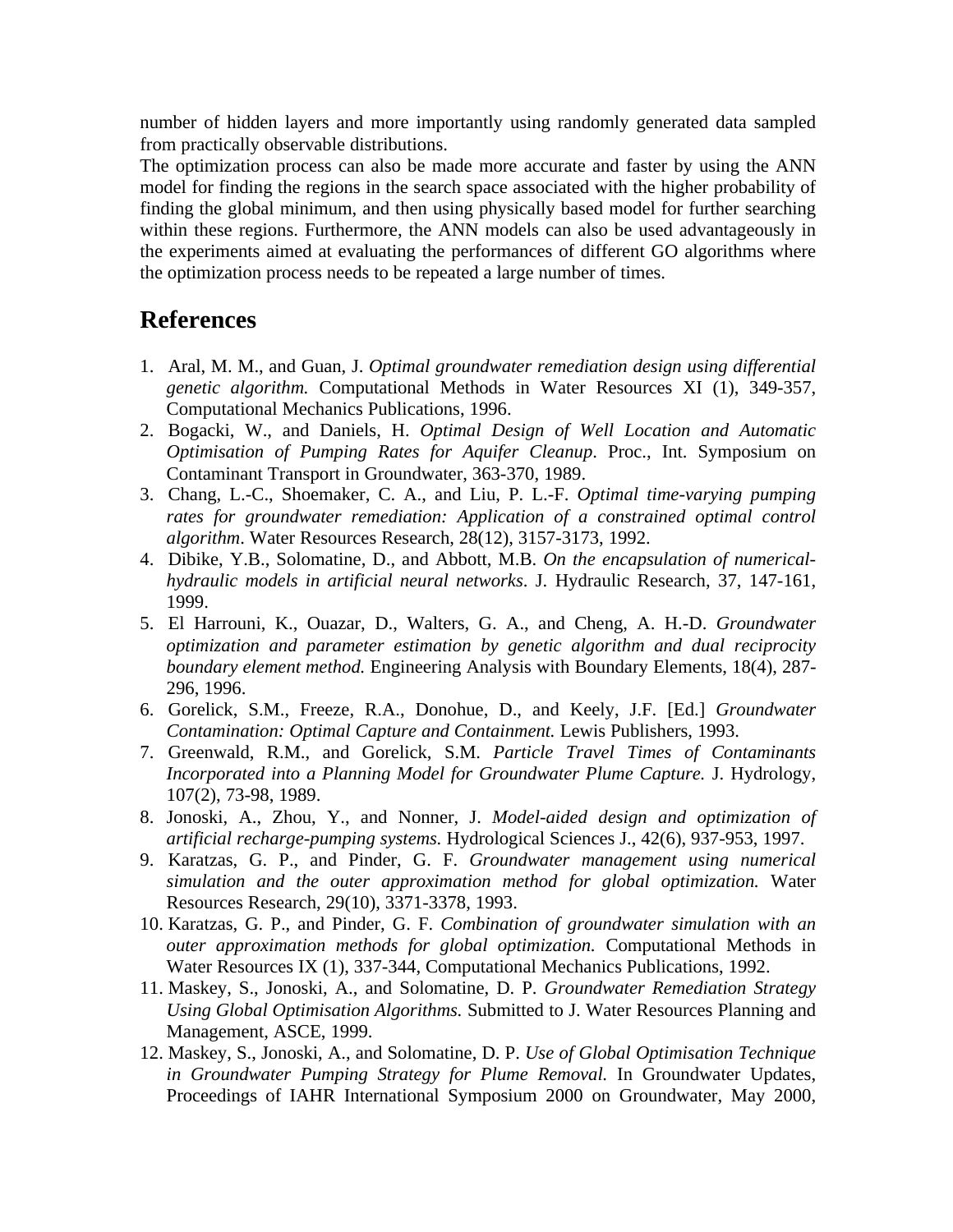number of hidden layers and more importantly using randomly generated data sampled from practically observable distributions.

The optimization process can also be made more accurate and faster by using the ANN model for finding the regions in the search space associated with the higher probability of finding the global minimum, and then using physically based model for further searching within these regions. Furthermore, the ANN models can also be used advantageously in the experiments aimed at evaluating the performances of different GO algorithms where the optimization process needs to be repeated a large number of times.

## References

1. Aral, M. M., and Guan, J. *Optimal groundwater remediation design using differential genetic algorithm.* Computational Methods in Water Resources XI (1), 349-357, Computational Mechanics Publications, 1996.
2. Bogacki, W., and Daniels, H. *Optimal Design of Well Location and Automatic Optimisation of Pumping Rates for Aquifer Cleanup*. Proc., Int. Symposium on Contaminant Transport in Groundwater, 363-370, 1989.
3. Chang, L.-C., Shoemaker, C. A., and Liu, P. L.-F. *Optimal time-varying pumping rates for groundwater remediation: Application of a constrained optimal control algorithm*. Water Resources Research, 28(12), 3157-3173, 1992.
4. Dibike, Y.B., Solomatine, D., and Abbott, M.B. *On the encapsulation of numerical-hydraulic models in artificial neural networks*. J. Hydraulic Research, 37, 147-161, 1999.
5. El Harrouni, K., Ouazar, D., Walters, G. A., and Cheng, A. H.-D. *Groundwater optimization and parameter estimation by genetic algorithm and dual reciprocity boundary element method.* Engineering Analysis with Boundary Elements, 18(4), 287-296, 1996.
6. Gorelick, S.M., Freeze, R.A., Donohue, D., and Keely, J.F. [Ed.] *Groundwater Contamination: Optimal Capture and Containment.* Lewis Publishers, 1993.
7. Greenwald, R.M., and Gorelick, S.M. *Particle Travel Times of Contaminants Incorporated into a Planning Model for Groundwater Plume Capture.* J. Hydrology, 107(2), 73-98, 1989.
8. Jonoski, A., Zhou, Y., and Nonner, J. *Model-aided design and optimization of artificial recharge-pumping systems.* Hydrological Sciences J., 42(6), 937-953, 1997.
9. Karatzas, G. P., and Pinder, G. F. *Groundwater management using numerical simulation and the outer approximation method for global optimization.* Water Resources Research, 29(10), 3371-3378, 1993.
10. Karatzas, G. P., and Pinder, G. F. *Combination of groundwater simulation with an outer approximation methods for global optimization.* Computational Methods in Water Resources IX (1), 337-344, Computational Mechanics Publications, 1992.
11. Maskey, S., Jonoski, A., and Solomatine, D. P. *Groundwater Remediation Strategy Using Global Optimisation Algorithms.* Submitted to J. Water Resources Planning and Management, ASCE, 1999.
12. Maskey, S., Jonoski, A., and Solomatine, D. P. *Use of Global Optimisation Technique in Groundwater Pumping Strategy for Plume Removal.* In Groundwater Updates, Proceedings of IAHR International Symposium 2000 on Groundwater, May 2000,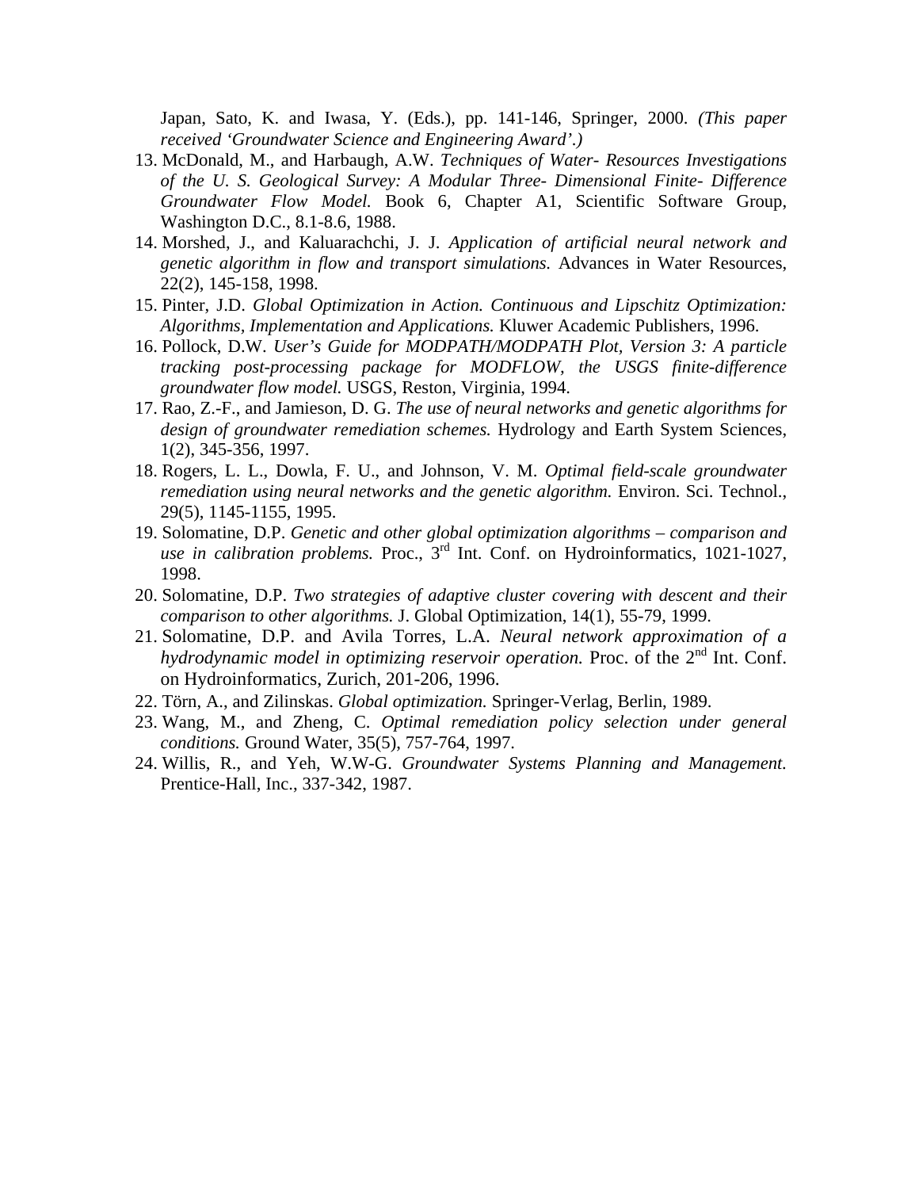Japan, Sato, K. and Iwasa, Y. (Eds.), pp. 141-146, Springer, 2000. *(This paper received 'Groundwater Science and Engineering Award'.)*

13. McDonald, M., and Harbaugh, A.W. *Techniques of Water- Resources Investigations of the U. S. Geological Survey: A Modular Three- Dimensional Finite- Difference Groundwater Flow Model.* Book 6, Chapter A1, Scientific Software Group, Washington D.C., 8.1-8.6, 1988.
14. Morshed, J., and Kaluarachchi, J. J. *Application of artificial neural network and genetic algorithm in flow and transport simulations.* Advances in Water Resources, 22(2), 145-158, 1998.
15. Pinter, J.D. *Global Optimization in Action. Continuous and Lipschitz Optimization: Algorithms, Implementation and Applications.* Kluwer Academic Publishers, 1996.
16. Pollock, D.W. *User's Guide for MODPATH/MODPATH Plot, Version 3: A particle tracking post-processing package for MODFLOW, the USGS finite-difference groundwater flow model.* USGS, Reston, Virginia, 1994.
17. Rao, Z.-F., and Jamieson, D. G. *The use of neural networks and genetic algorithms for design of groundwater remediation schemes.* Hydrology and Earth System Sciences, 1(2), 345-356, 1997.
18. Rogers, L. L., Dowla, F. U., and Johnson, V. M. *Optimal field-scale groundwater remediation using neural networks and the genetic algorithm.* Environ. Sci. Technol., 29(5), 1145-1155, 1995.
19. Solomatine, D.P. *Genetic and other global optimization algorithms – comparison and use in calibration problems.* Proc., 3rd Int. Conf. on Hydroinformatics, 1021-1027, 1998.
20. Solomatine, D.P. *Two strategies of adaptive cluster covering with descent and their comparison to other algorithms.* J. Global Optimization, 14(1), 55-79, 1999.
21. Solomatine, D.P. and Avila Torres, L.A. *Neural network approximation of a hydrodynamic model in optimizing reservoir operation.* Proc. of the 2nd Int. Conf. on Hydroinformatics, Zurich, 201-206, 1996.
22. Törn, A., and Zilinskas. *Global optimization.* Springer-Verlag, Berlin, 1989.
23. Wang, M., and Zheng, C. *Optimal remediation policy selection under general conditions.* Ground Water, 35(5), 757-764, 1997.
24. Willis, R., and Yeh, W.W-G. *Groundwater Systems Planning and Management.* Prentice-Hall, Inc., 337-342, 1987.